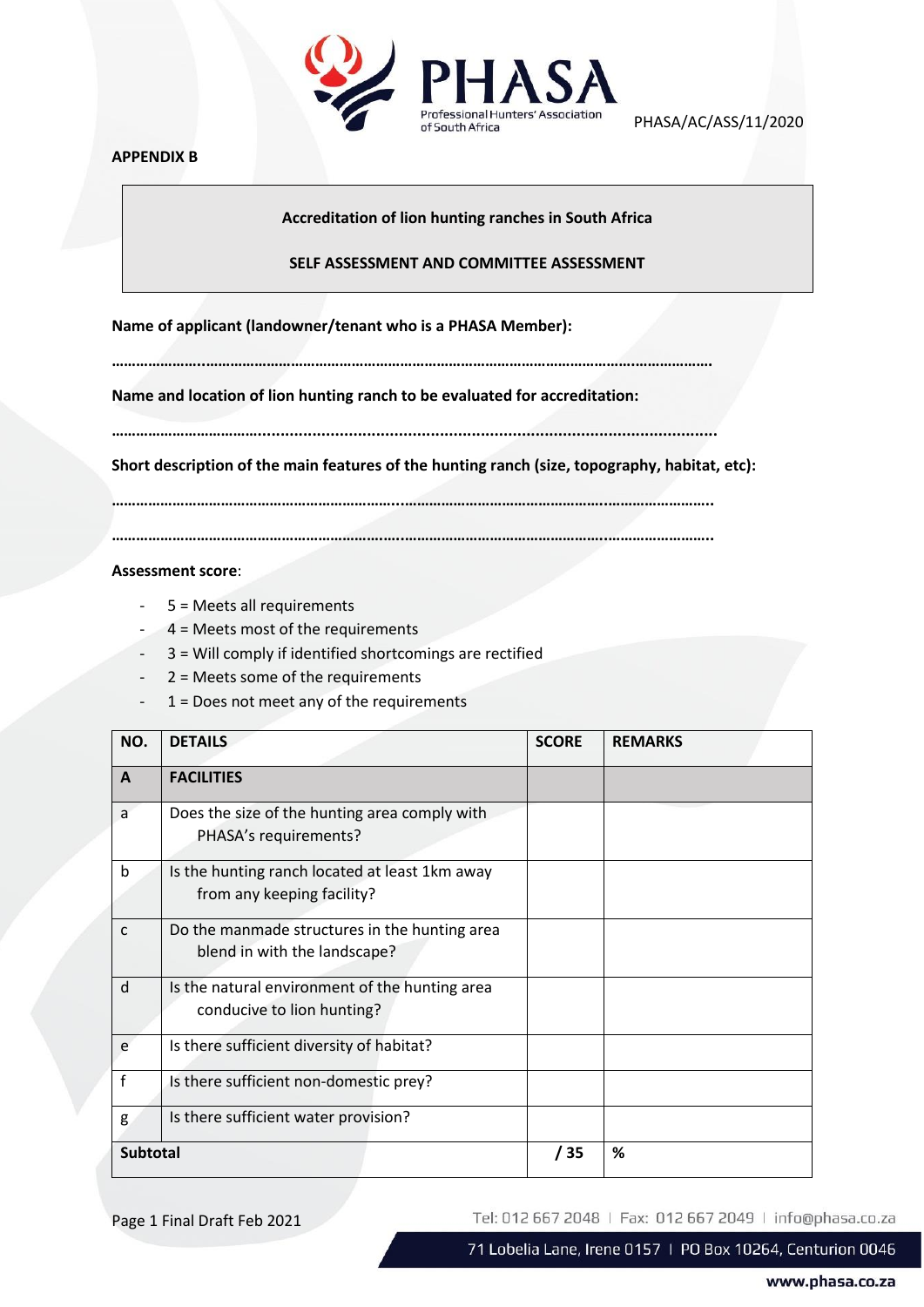PHASA/AC/ASS/11/2020

**APPENDIX B**

**Accreditation of lion hunting ranches in South Africa**

**SELF ASSESSMENT AND COMMITTEE ASSESSMENT**

**Name of applicant (landowner/tenant who is a PHASA Member):**

……………………………………………………………………………………………………………………………

**Name and location of lion hunting ranch to be evaluated for accreditation:**

……………………………………………………………………………………………………………………………

**Short description of the main features of the hunting ranch (size, topography, habitat, etc):**

……………………………………………………………………………………………………………………………

……………………………………………………………………………………………………………………………

**Assessment score**:

- 5 = Meets all requirements
- 4 = Meets most of the requirements
- 3 = Will comply if identified shortcomings are rectified
- 2 = Meets some of the requirements
- 1 = Does not meet any of the requirements

| NO. | DETAILS | SCORE | REMARKS |
|---|---|---|---|
| **A** | **FACILITIES** | | |
| a | Does the size of the hunting area comply with PHASA's requirements? | | |
| b | Is the hunting ranch located at least 1km away from any keeping facility? | | |
| c | Do the manmade structures in the hunting area blend in with the landscape? | | |
| d | Is the natural environment of the hunting area conducive to lion hunting? | | |
| e | Is there sufficient diversity of habitat? | | |
| f | Is there sufficient non-domestic prey? | | |
| g | Is there sufficient water provision? | | |
| **Subtotal** | | **/ 35** | **%** |

Final Draft Feb 2021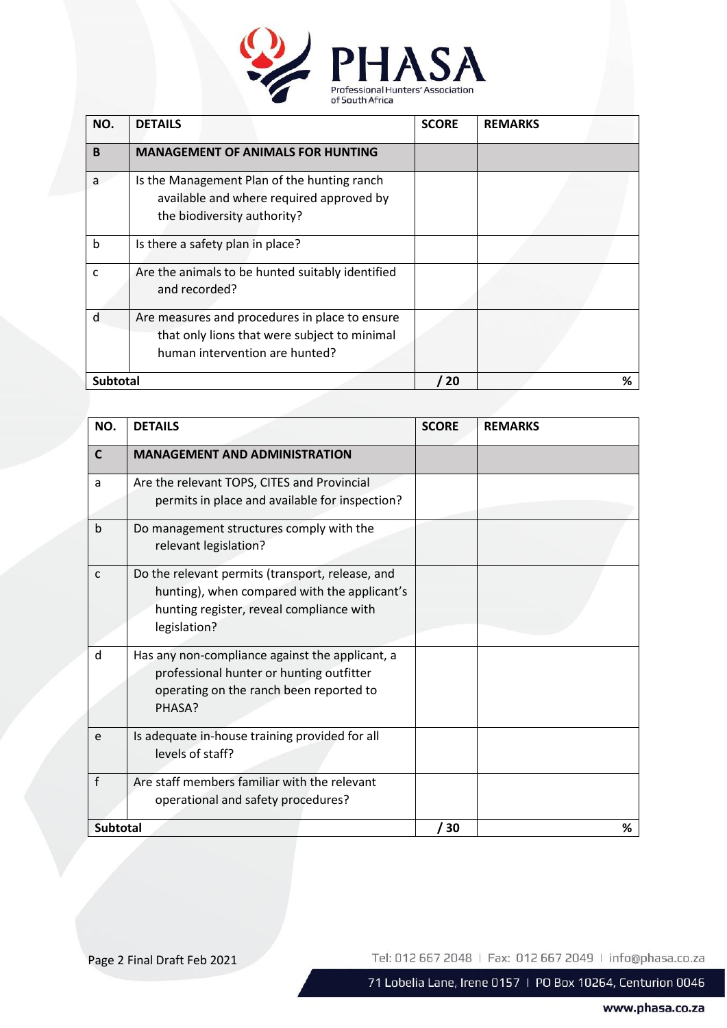| NO. | DETAILS | SCORE | REMARKS |
|---|---|---|---|
| **B** | **MANAGEMENT OF ANIMALS FOR HUNTING** | | |
| a | Is the Management Plan of the hunting ranch available and where required approved by the biodiversity authority? | | |
| b | Is there a safety plan in place? | | |
| c | Are the animals to be hunted suitably identified and recorded? | | |
| d | Are measures and procedures in place to ensure that only lions that were subject to minimal human intervention are hunted? | | |
| **Subtotal** | | **/ 20** | **%** |

| NO. | DETAILS | SCORE | REMARKS |
|---|---|---|---|
| **C** | **MANAGEMENT AND ADMINISTRATION** | | |
| a | Are the relevant TOPS, CITES and Provincial permits in place and available for inspection? | | |
| b | Do management structures comply with the relevant legislation? | | |
| c | Do the relevant permits (transport, release, and hunting), when compared with the applicant's hunting register, reveal compliance with legislation? | | |
| d | Has any non-compliance against the applicant, a professional hunter or hunting outfitter operating on the ranch been reported to PHASA? | | |
| e | Is adequate in-house training provided for all levels of staff? | | |
| f | Are staff members familiar with the relevant operational and safety procedures? | | |
| **Subtotal** | | **/ 30** | **%** |

Final Draft Feb 2021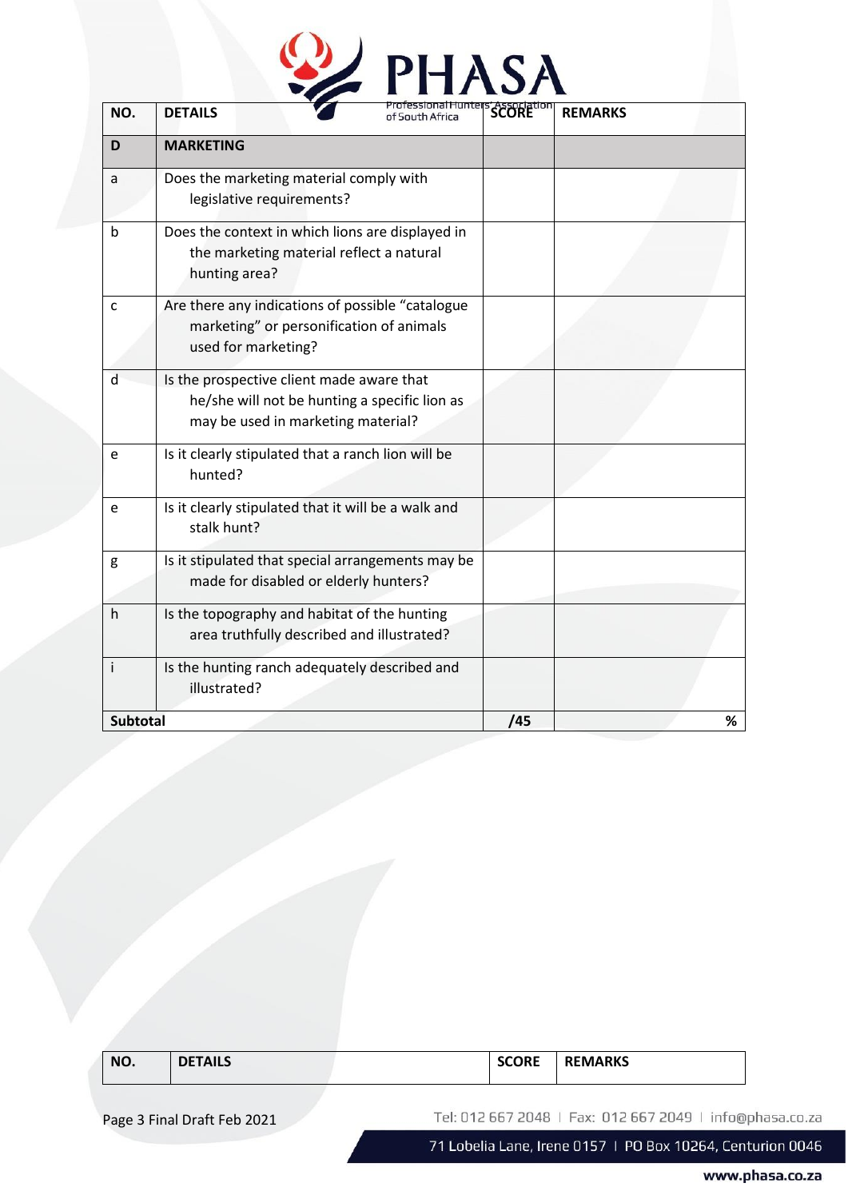| NO. | DETAILS | SCORE | REMARKS |
|---|---|---|---|
| **D** | **MARKETING** | | |
| a | Does the marketing material comply with legislative requirements? | | |
| b | Does the context in which lions are displayed in the marketing material reflect a natural hunting area? | | |
| c | Are there any indications of possible "catalogue marketing" or personification of animals used for marketing? | | |
| d | Is the prospective client made aware that he/she will not be hunting a specific lion as may be used in marketing material? | | |
| e | Is it clearly stipulated that a ranch lion will be hunted? | | |
| e | Is it clearly stipulated that it will be a walk and stalk hunt? | | |
| g | Is it stipulated that special arrangements may be made for disabled or elderly hunters? | | |
| h | Is the topography and habitat of the hunting area truthfully described and illustrated? | | |
| i | Is the hunting ranch adequately described and illustrated? | | |
| **Subtotal** | | **/45** | **%** |

| NO. | DETAILS | SCORE | REMARKS |
|---|---|---|---|

Page 3 Final Draft Feb 2021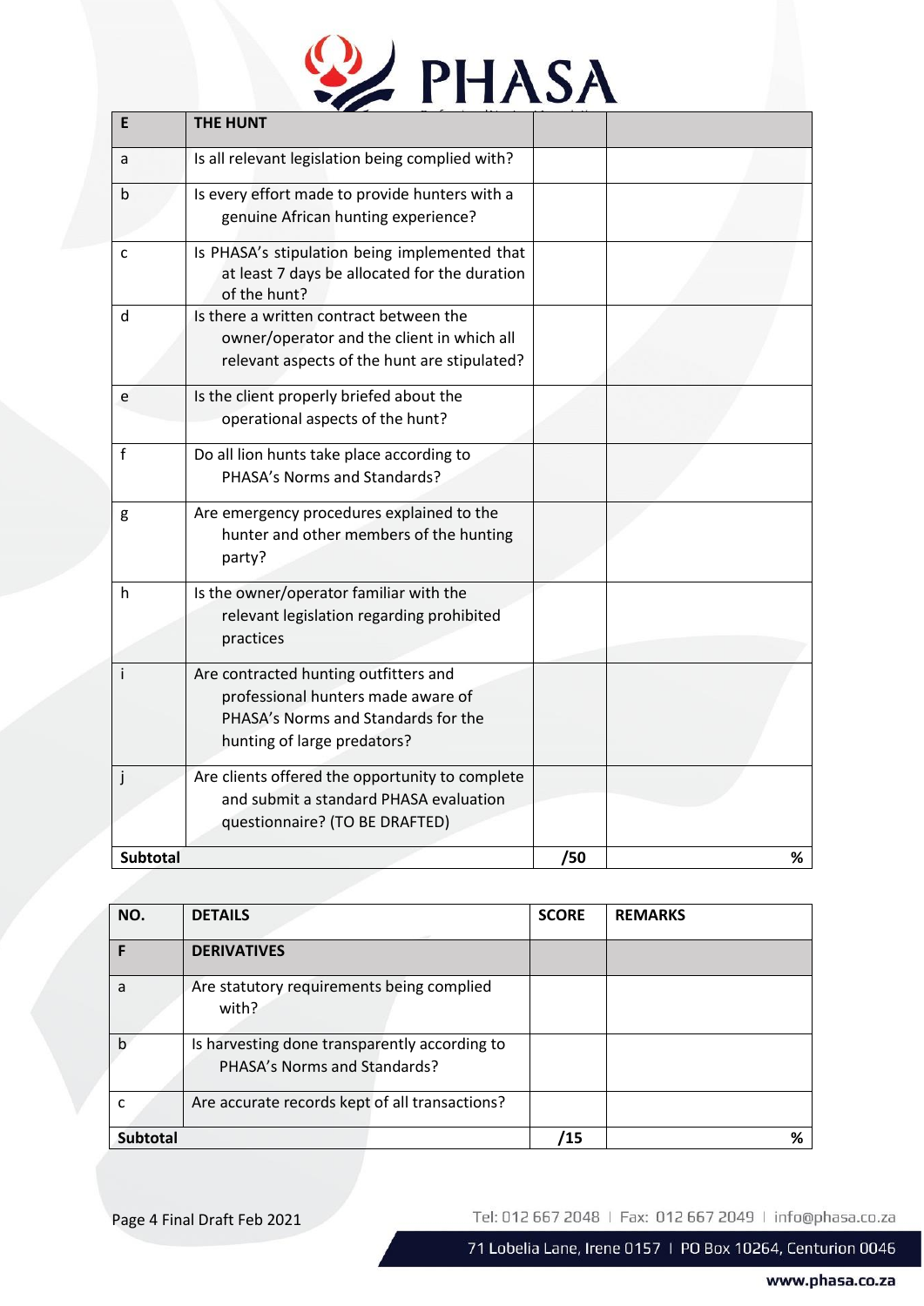| E | THE HUNT | | |
|---|---|---|---|
| a | Is all relevant legislation being complied with? | | |
| b | Is every effort made to provide hunters with a genuine African hunting experience? | | |
| c | Is PHASA's stipulation being implemented that at least 7 days be allocated for the duration of the hunt? | | |
| d | Is there a written contract between the owner/operator and the client in which all relevant aspects of the hunt are stipulated? | | |
| e | Is the client properly briefed about the operational aspects of the hunt? | | |
| f | Do all lion hunts take place according to PHASA's Norms and Standards? | | |
| g | Are emergency procedures explained to the hunter and other members of the hunting party? | | |
| h | Is the owner/operator familiar with the relevant legislation regarding prohibited practices | | |
| i | Are contracted hunting outfitters and professional hunters made aware of PHASA's Norms and Standards for the hunting of large predators? | | |
| j | Are clients offered the opportunity to complete and submit a standard PHASA evaluation questionnaire? (TO BE DRAFTED) | | |
| **Subtotal** | | **/50** | **%** |

| NO. | DETAILS | SCORE | REMARKS |
|---|---|---|---|
| **F** | **DERIVATIVES** | | |
| a | Are statutory requirements being complied with? | | |
| b | Is harvesting done transparently according to PHASA's Norms and Standards? | | |
| c | Are accurate records kept of all transactions? | | |
| **Subtotal** | | **/15** | **%** |

Page 4 Final Draft Feb 2021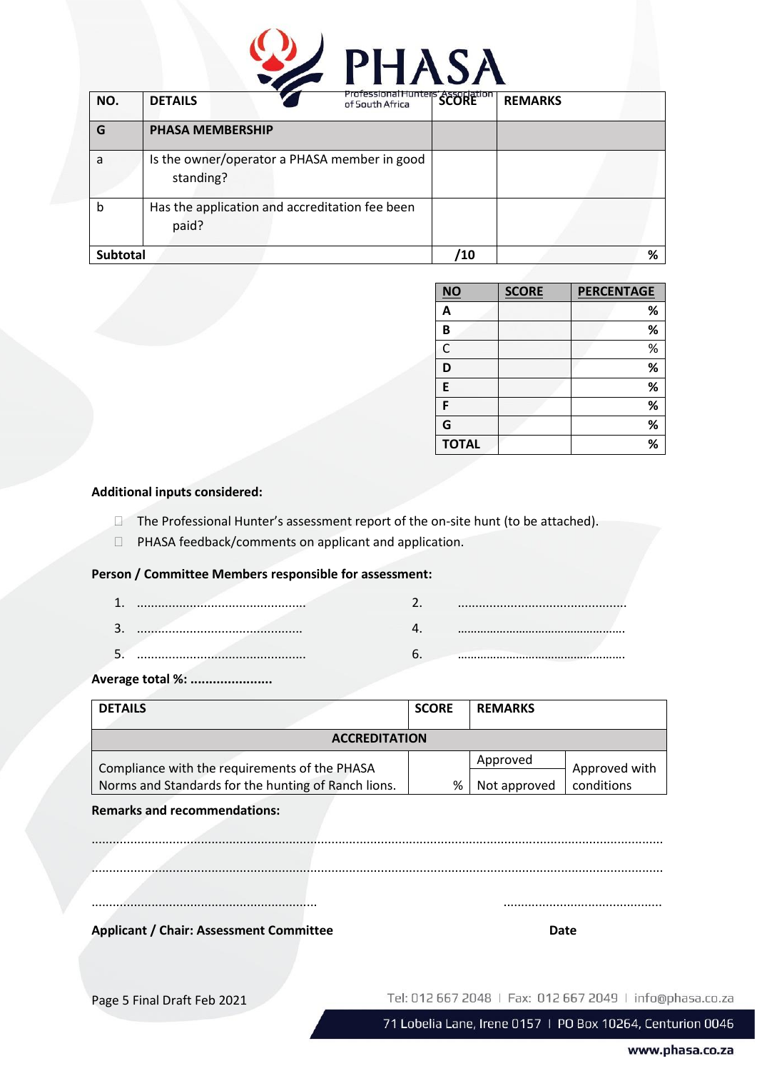| NO. | DETAILS | SCORE | REMARKS |
|---|---|---|---|
| **G** | **PHASA MEMBERSHIP** | | |
| a | Is the owner/operator a PHASA member in good standing? | | |
| b | Has the application and accreditation fee been paid? | | |
| **Subtotal** | | **/10** | **%** |

| NO | SCORE | PERCENTAGE |
|---|---|---|
| **A** | | **%** |
| **B** | | **%** |
| C | | % |
| **D** | | **%** |
| **E** | | **%** |
| **F** | | **%** |
| **G** | | **%** |
| **TOTAL** | | **%** |

**Additional inputs considered:**

- The Professional Hunter's assessment report of the on-site hunt (to be attached).
- PHASA feedback/comments on applicant and application.

**Person / Committee Members responsible for assessment:**

1. ................................................ 2. ................................................

3. .............................................. 4. ..................................................

5. ................................................ 6. ..................................................

**Average total %: ......................**

| DETAILS | SCORE | REMARKS | |
|---|---|---|---|
| **ACCREDITATION** | | | |
| Compliance with the requirements of the PHASA Norms and Standards for the hunting of Ranch lions. | % | Approved / Not approved | Approved with conditions |

**Remarks and recommendations:**

.............................................................................................................................................................

.............................................................................................................................................................

............................................................... ............................................

**Applicant / Chair: Assessment Committee** **Date**

Page 5 Final Draft Feb 2021